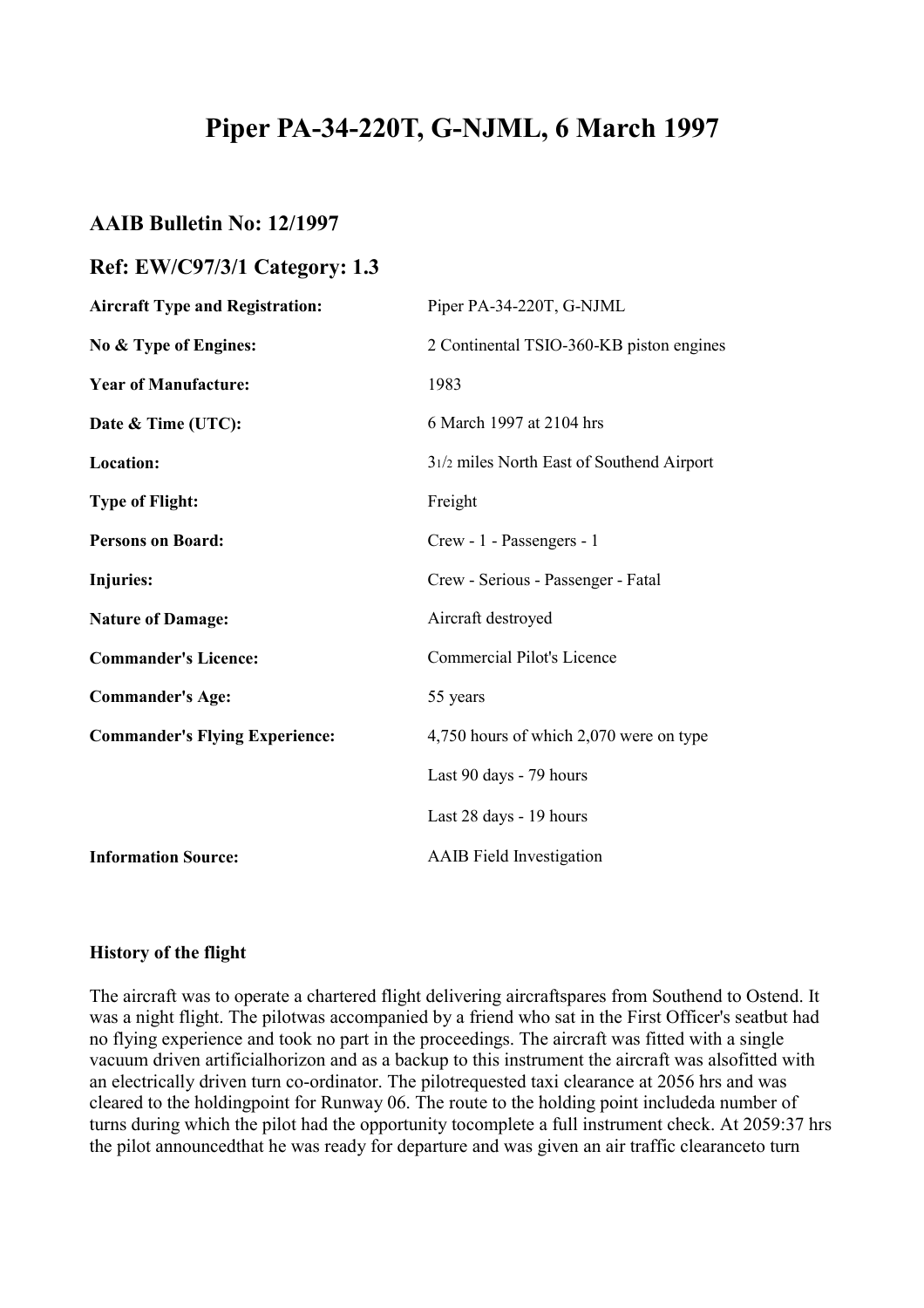# Piper PA-34-220T, G-NJML, 6 March 1997

## AAIB Bulletin No: 12/1997

## Ref: EW/C97/3/1 Category: 1.3

| | |
|---|---|
| **Aircraft Type and Registration:** | Piper PA-34-220T, G-NJML |
| **No & Type of Engines:** | 2 Continental TSIO-360-KB piston engines |
| **Year of Manufacture:** | 1983 |
| **Date & Time (UTC):** | 6 March 1997 at 2104 hrs |
| **Location:** | 3 1/2 miles North East of Southend Airport |
| **Type of Flight:** | Freight |
| **Persons on Board:** | Crew - 1 - Passengers - 1 |
| **Injuries:** | Crew - Serious - Passenger - Fatal |
| **Nature of Damage:** | Aircraft destroyed |
| **Commander's Licence:** | Commercial Pilot's Licence |
| **Commander's Age:** | 55 years |
| **Commander's Flying Experience:** | 4,750 hours of which 2,070 were on type |
| | Last 90 days - 79 hours |
| | Last 28 days - 19 hours |
| **Information Source:** | AAIB Field Investigation |

### History of the flight

The aircraft was to operate a chartered flight delivering aircraftspares from Southend to Ostend. It was a night flight. The pilotwas accompanied by a friend who sat in the First Officer's seatbut had no flying experience and took no part in the proceedings. The aircraft was fitted with a single vacuum driven artificialhorizon and as a backup to this instrument the aircraft was alsofitted with an electrically driven turn co-ordinator. The pilotrequested taxi clearance at 2056 hrs and was cleared to the holdingpoint for Runway 06. The route to the holding point includeda number of turns during which the pilot had the opportunity tocomplete a full instrument check. At 2059:37 hrs the pilot announcedthat he was ready for departure and was given an air traffic clearanceto turn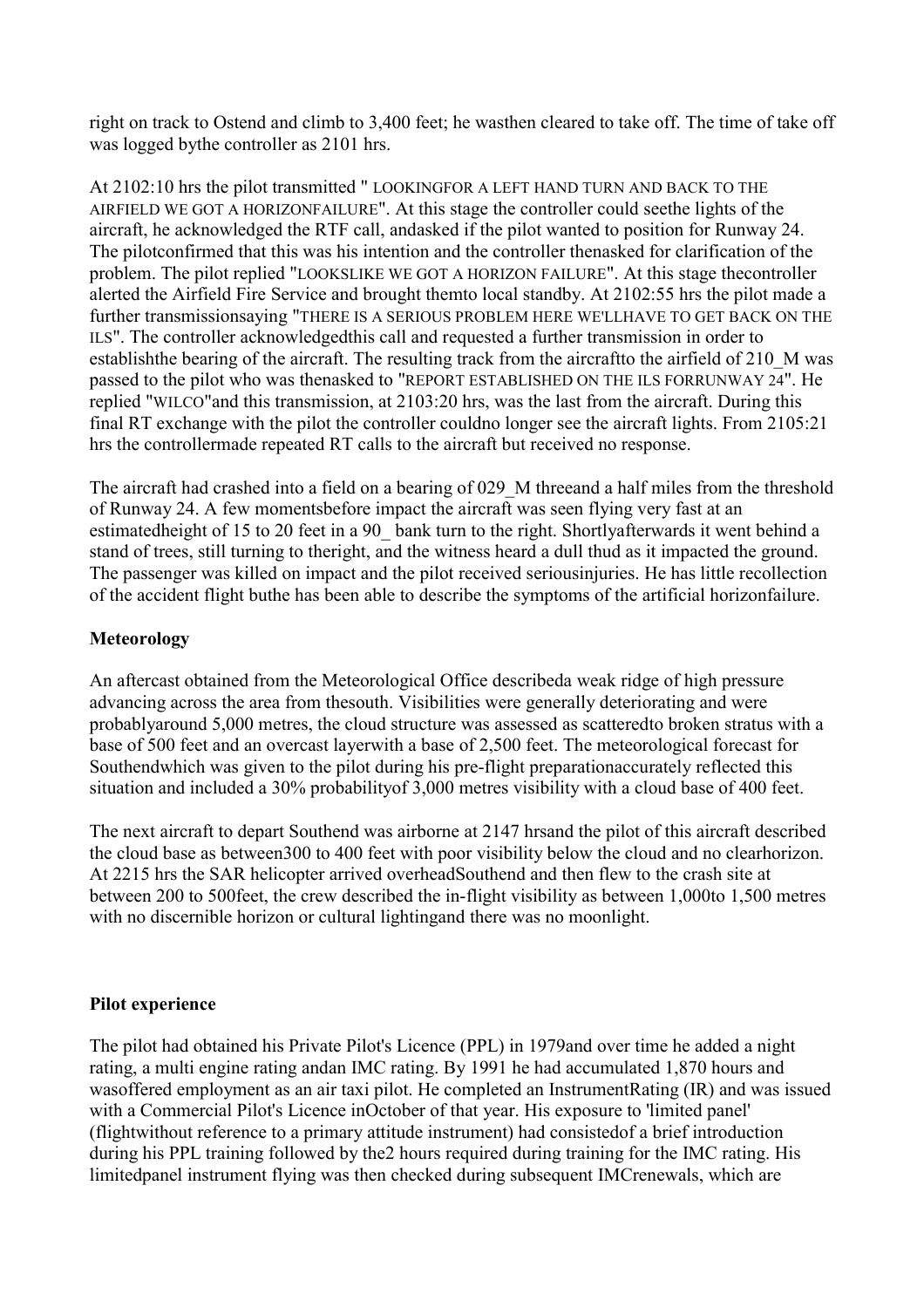right on track to Ostend and climb to 3,400 feet; he wasthen cleared to take off. The time of take off was logged bythe controller as 2101 hrs.

At 2102:10 hrs the pilot transmitted " LOOKINGFOR A LEFT HAND TURN AND BACK TO THE AIRFIELD WE GOT A HORIZONFAILURE". At this stage the controller could seethe lights of the aircraft, he acknowledged the RTF call, andasked if the pilot wanted to position for Runway 24. The pilotconfirmed that this was his intention and the controller thenasked for clarification of the problem. The pilot replied "LOOKSLIKE WE GOT A HORIZON FAILURE". At this stage thecontroller alerted the Airfield Fire Service and brought themto local standby. At 2102:55 hrs the pilot made a further transmissionsaying "THERE IS A SERIOUS PROBLEM HERE WE'LLHAVE TO GET BACK ON THE ILS". The controller acknowledgedthis call and requested a further transmission in order to establishthe bearing of the aircraft. The resulting track from the aircraftto the airfield of 210_M was passed to the pilot who was thenasked to "REPORT ESTABLISHED ON THE ILS FORRUNWAY 24". He replied "WILCO"and this transmission, at 2103:20 hrs, was the last from the aircraft. During this final RT exchange with the pilot the controller couldno longer see the aircraft lights. From 2105:21 hrs the controllermade repeated RT calls to the aircraft but received no response.

The aircraft had crashed into a field on a bearing of 029_M threeand a half miles from the threshold of Runway 24. A few momentsbefore impact the aircraft was seen flying very fast at an estimatedheight of 15 to 20 feet in a 90_ bank turn to the right. Shortlyafterwards it went behind a stand of trees, still turning to theright, and the witness heard a dull thud as it impacted the ground. The passenger was killed on impact and the pilot received seriousinjuries. He has little recollection of the accident flight buthe has been able to describe the symptoms of the artificial horizonfailure.

**Meteorology**

An aftercast obtained from the Meteorological Office describeda weak ridge of high pressure advancing across the area from thesouth. Visibilities were generally deteriorating and were probablyaround 5,000 metres, the cloud structure was assessed as scatteredto broken stratus with a base of 500 feet and an overcast layerwith a base of 2,500 feet. The meteorological forecast for Southendwhich was given to the pilot during his pre-flight preparationaccurately reflected this situation and included a 30% probabilityof 3,000 metres visibility with a cloud base of 400 feet.

The next aircraft to depart Southend was airborne at 2147 hrsand the pilot of this aircraft described the cloud base as between300 to 400 feet with poor visibility below the cloud and no clearhorizon. At 2215 hrs the SAR helicopter arrived overheadSouthend and then flew to the crash site at between 200 to 500feet, the crew described the in-flight visibility as between 1,000to 1,500 metres with no discernible horizon or cultural lightingand there was no moonlight.

**Pilot experience**

The pilot had obtained his Private Pilot's Licence (PPL) in 1979and over time he added a night rating, a multi engine rating andan IMC rating. By 1991 he had accumulated 1,870 hours and wasoffered employment as an air taxi pilot. He completed an InstrumentRating (IR) and was issued with a Commercial Pilot's Licence inOctober of that year. His exposure to 'limited panel' (flightwithout reference to a primary attitude instrument) had consistedof a brief introduction during his PPL training followed by the2 hours required during training for the IMC rating. His limitedpanel instrument flying was then checked during subsequent IMCrenewals, which are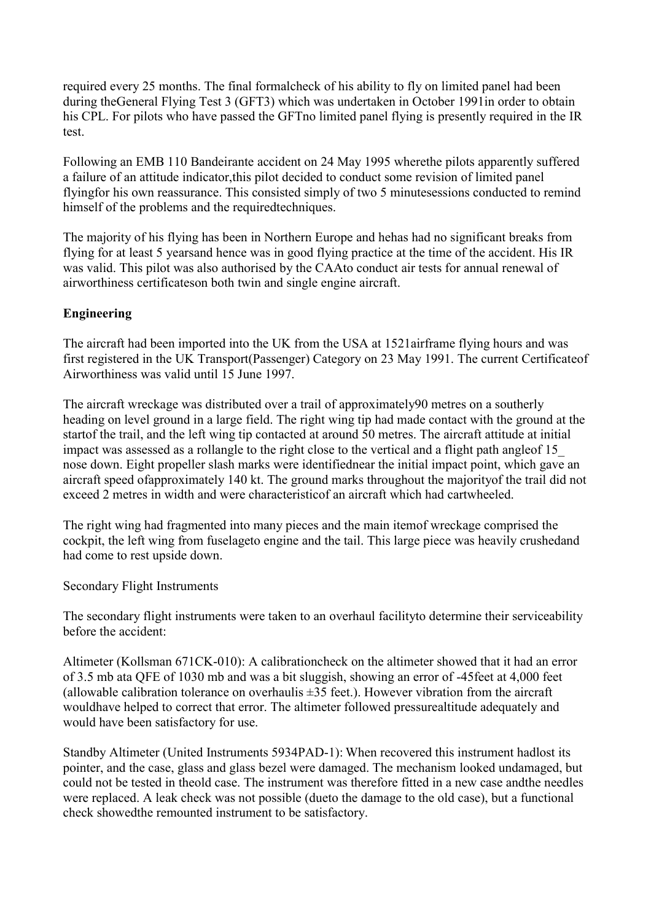required every 25 months. The final formalcheck of his ability to fly on limited panel had been during theGeneral Flying Test 3 (GFT3) which was undertaken in October 1991in order to obtain his CPL. For pilots who have passed the GFTno limited panel flying is presently required in the IR test.

Following an EMB 110 Bandeirante accident on 24 May 1995 wherethe pilots apparently suffered a failure of an attitude indicator,this pilot decided to conduct some revision of limited panel flyingfor his own reassurance. This consisted simply of two 5 minutesessions conducted to remind himself of the problems and the requiredtechniques.

The majority of his flying has been in Northern Europe and hehas had no significant breaks from flying for at least 5 yearsand hence was in good flying practice at the time of the accident. His IR was valid. This pilot was also authorised by the CAAto conduct air tests for annual renewal of airworthiness certificateson both twin and single engine aircraft.

**Engineering**

The aircraft had been imported into the UK from the USA at 1521airframe flying hours and was first registered in the UK Transport(Passenger) Category on 23 May 1991. The current Certificateof Airworthiness was valid until 15 June 1997.

The aircraft wreckage was distributed over a trail of approximately90 metres on a southerly heading on level ground in a large field. The right wing tip had made contact with the ground at the startof the trail, and the left wing tip contacted at around 50 metres. The aircraft attitude at initial impact was assessed as a rollangle to the right close to the vertical and a flight path angleof 15_ nose down. Eight propeller slash marks were identifiednear the initial impact point, which gave an aircraft speed ofapproximately 140 kt. The ground marks throughout the majorityof the trail did not exceed 2 metres in width and were characteristicof an aircraft which had cartwheeled.

The right wing had fragmented into many pieces and the main itemof wreckage comprised the cockpit, the left wing from fuselageto engine and the tail. This large piece was heavily crushedand had come to rest upside down.

Secondary Flight Instruments

The secondary flight instruments were taken to an overhaul facilityto determine their serviceability before the accident:

Altimeter (Kollsman 671CK-010): A calibrationcheck on the altimeter showed that it had an error of 3.5 mb ata QFE of 1030 mb and was a bit sluggish, showing an error of -45feet at 4,000 feet (allowable calibration tolerance on overhaulis ±35 feet.). However vibration from the aircraft wouldhave helped to correct that error. The altimeter followed pressurealtitude adequately and would have been satisfactory for use.

Standby Altimeter (United Instruments 5934PAD-1): When recovered this instrument hadlost its pointer, and the case, glass and glass bezel were damaged. The mechanism looked undamaged, but could not be tested in theold case. The instrument was therefore fitted in a new case andthe needles were replaced. A leak check was not possible (dueto the damage to the old case), but a functional check showedthe remounted instrument to be satisfactory.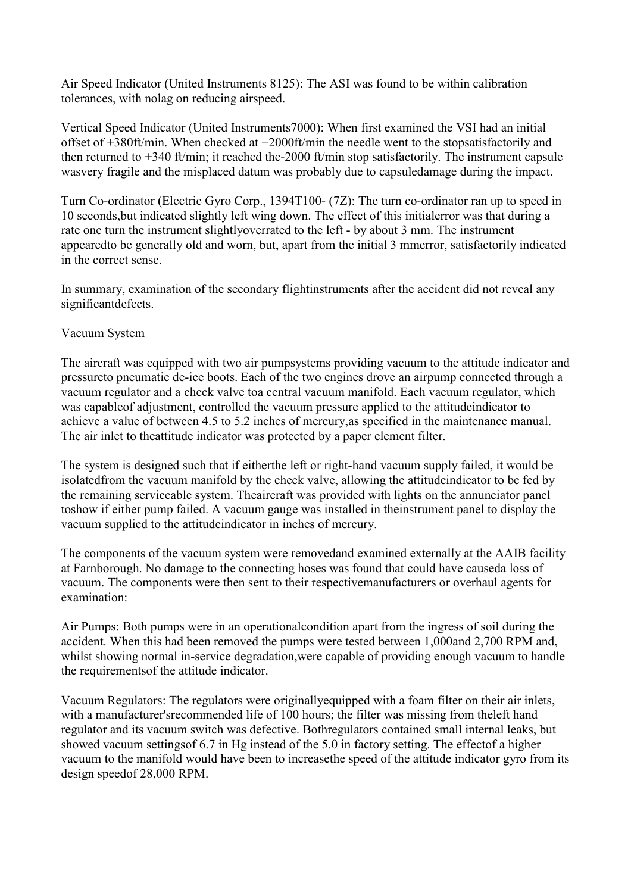Air Speed Indicator (United Instruments 8125): The ASI was found to be within calibration tolerances, with nolag on reducing airspeed.

Vertical Speed Indicator (United Instruments7000): When first examined the VSI had an initial offset of +380ft/min. When checked at +2000ft/min the needle went to the stopsatisfactorily and then returned to +340 ft/min; it reached the-2000 ft/min stop satisfactorily. The instrument capsule wasvery fragile and the misplaced datum was probably due to capsuledamage during the impact.

Turn Co-ordinator (Electric Gyro Corp., 1394T100- (7Z): The turn co-ordinator ran up to speed in 10 seconds,but indicated slightly left wing down. The effect of this initialerror was that during a rate one turn the instrument slightlyoverrated to the left - by about 3 mm. The instrument appearedto be generally old and worn, but, apart from the initial 3 mmerror, satisfactorily indicated in the correct sense.

In summary, examination of the secondary flightinstruments after the accident did not reveal any significantdefects.

Vacuum System

The aircraft was equipped with two air pumpsystems providing vacuum to the attitude indicator and pressureto pneumatic de-ice boots. Each of the two engines drove an airpump connected through a vacuum regulator and a check valve toa central vacuum manifold. Each vacuum regulator, which was capableof adjustment, controlled the vacuum pressure applied to the attitudeindicator to achieve a value of between 4.5 to 5.2 inches of mercury,as specified in the maintenance manual. The air inlet to theattitude indicator was protected by a paper element filter.

The system is designed such that if eitherthe left or right-hand vacuum supply failed, it would be isolatedfrom the vacuum manifold by the check valve, allowing the attitudeindicator to be fed by the remaining serviceable system. Theaircraft was provided with lights on the annunciator panel toshow if either pump failed. A vacuum gauge was installed in theinstrument panel to display the vacuum supplied to the attitudeindicator in inches of mercury.

The components of the vacuum system were removedand examined externally at the AAIB facility at Farnborough. No damage to the connecting hoses was found that could have causeda loss of vacuum. The components were then sent to their respectivemanufacturers or overhaul agents for examination:

Air Pumps: Both pumps were in an operationalcondition apart from the ingress of soil during the accident. When this had been removed the pumps were tested between 1,000and 2,700 RPM and, whilst showing normal in-service degradation,were capable of providing enough vacuum to handle the requirementsof the attitude indicator.

Vacuum Regulators: The regulators were originallyequipped with a foam filter on their air inlets, with a manufacturer'srecommended life of 100 hours; the filter was missing from theleft hand regulator and its vacuum switch was defective. Bothregulators contained small internal leaks, but showed vacuum settingsof 6.7 in Hg instead of the 5.0 in factory setting. The effectof a higher vacuum to the manifold would have been to increasethe speed of the attitude indicator gyro from its design speedof 28,000 RPM.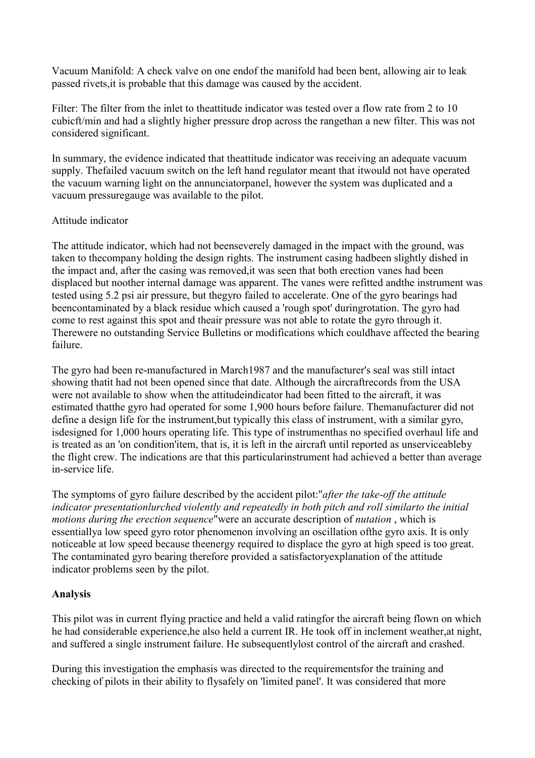Vacuum Manifold: A check valve on one endof the manifold had been bent, allowing air to leak passed rivets,it is probable that this damage was caused by the accident.

Filter: The filter from the inlet to theattitude indicator was tested over a flow rate from 2 to 10 cubicft/min and had a slightly higher pressure drop across the rangethan a new filter. This was not considered significant.

In summary, the evidence indicated that theattitude indicator was receiving an adequate vacuum supply. Thefailed vacuum switch on the left hand regulator meant that itwould not have operated the vacuum warning light on the annunciatorpanel, however the system was duplicated and a vacuum pressuregauge was available to the pilot.

Attitude indicator

The attitude indicator, which had not beenseverely damaged in the impact with the ground, was taken to thecompany holding the design rights. The instrument casing hadbeen slightly dished in the impact and, after the casing was removed,it was seen that both erection vanes had been displaced but noother internal damage was apparent. The vanes were refitted andthe instrument was tested using 5.2 psi air pressure, but thegyro failed to accelerate. One of the gyro bearings had beencontaminated by a black residue which caused a 'rough spot' duringrotation. The gyro had come to rest against this spot and theair pressure was not able to rotate the gyro through it. Therewere no outstanding Service Bulletins or modifications which couldhave affected the bearing failure.

The gyro had been re-manufactured in March1987 and the manufacturer's seal was still intact showing thatit had not been opened since that date. Although the aircraftrecords from the USA were not available to show when the attitudeindicator had been fitted to the aircraft, it was estimated thatthe gyro had operated for some 1,900 hours before failure. Themanufacturer did not define a design life for the instrument,but typically this class of instrument, with a similar gyro, isdesigned for 1,000 hours operating life. This type of instrumenthas no specified overhaul life and is treated as an 'on condition'item, that is, it is left in the aircraft until reported as unserviceableby the flight crew. The indications are that this particularinstrument had achieved a better than average in-service life.

The symptoms of gyro failure described by the accident pilot:"*after the take-off the attitude indicator presentationlurched violently and repeatedly in both pitch and roll similarto the initial motions during the erection sequence*"were an accurate description of *nutation* , which is essentiallya low speed gyro rotor phenomenon involving an oscillation ofthe gyro axis. It is only noticeable at low speed because theenergy required to displace the gyro at high speed is too great. The contaminated gyro bearing therefore provided a satisfactoryexplanation of the attitude indicator problems seen by the pilot.

**Analysis**

This pilot was in current flying practice and held a valid ratingfor the aircraft being flown on which he had considerable experience,he also held a current IR. He took off in inclement weather,at night, and suffered a single instrument failure. He subsequentlylost control of the aircraft and crashed.

During this investigation the emphasis was directed to the requirementsfor the training and checking of pilots in their ability to flysafely on 'limited panel'. It was considered that more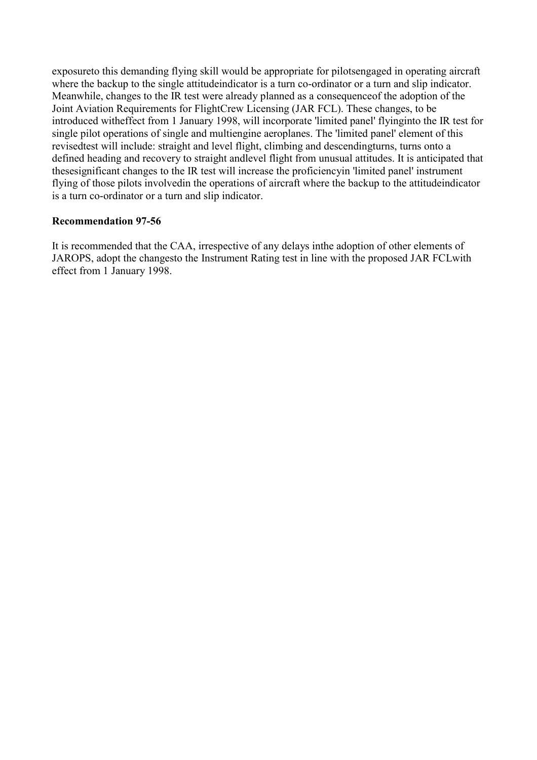exposureto this demanding flying skill would be appropriate for pilotsengaged in operating aircraft where the backup to the single attitudeindicator is a turn co-ordinator or a turn and slip indicator. Meanwhile, changes to the IR test were already planned as a consequenceof the adoption of the Joint Aviation Requirements for FlightCrew Licensing (JAR FCL). These changes, to be introduced witheffect from 1 January 1998, will incorporate 'limited panel' flyinginto the IR test for single pilot operations of single and multiengine aeroplanes. The 'limited panel' element of this revisedtest will include: straight and level flight, climbing and descendingturns, turns onto a defined heading and recovery to straight andlevel flight from unusual attitudes. It is anticipated that thesesignificant changes to the IR test will increase the proficiencyin 'limited panel' instrument flying of those pilots involvedin the operations of aircraft where the backup to the attitudeindicator is a turn co-ordinator or a turn and slip indicator.

**Recommendation 97-56**

It is recommended that the CAA, irrespective of any delays inthe adoption of other elements of JAROPS, adopt the changesto the Instrument Rating test in line with the proposed JAR FCLwith effect from 1 January 1998.